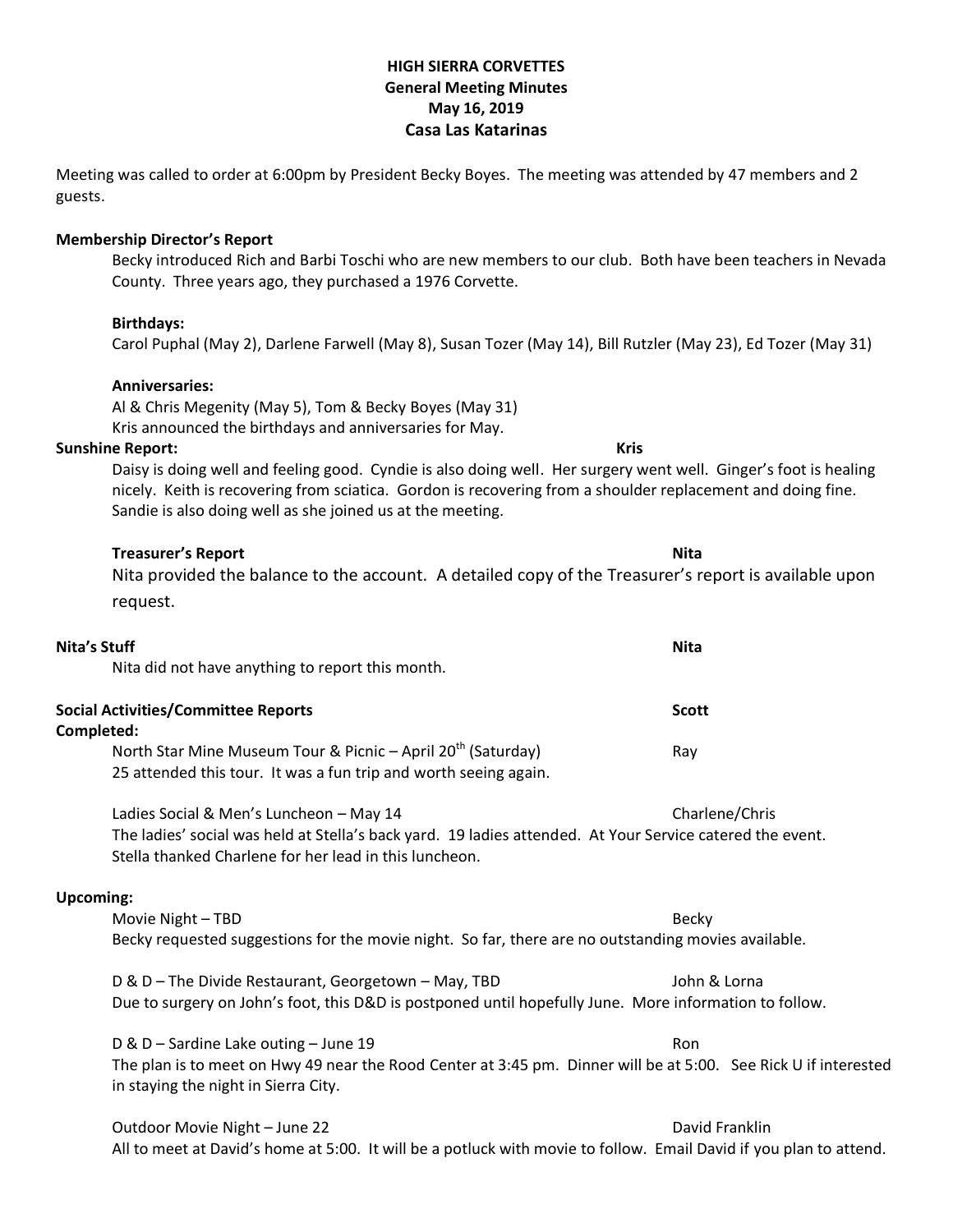**HIGH SIERRA CORVETTES**
**General Meeting Minutes**
**May 16, 2019**
**Casa Las Katarinas**

Meeting was called to order at 6:00pm by President Becky Boyes. The meeting was attended by 47 members and 2 guests.

**Membership Director's Report**

Becky introduced Rich and Barbi Toschi who are new members to our club. Both have been teachers in Nevada County. Three years ago, they purchased a 1976 Corvette.

**Birthdays:**

Carol Puphal (May 2), Darlene Farwell (May 8), Susan Tozer (May 14), Bill Rutzler (May 23), Ed Tozer (May 31)

**Anniversaries:**

Al & Chris Megenity (May 5), Tom & Becky Boyes (May 31)
Kris announced the birthdays and anniversaries for May.

**Sunshine Report:** **Kris**

Daisy is doing well and feeling good. Cyndie is also doing well. Her surgery went well. Ginger's foot is healing nicely. Keith is recovering from sciatica. Gordon is recovering from a shoulder replacement and doing fine. Sandie is also doing well as she joined us at the meeting.

**Treasurer's Report** **Nita**

Nita provided the balance to the account. A detailed copy of the Treasurer's report is available upon request.

**Nita's Stuff** **Nita**

Nita did not have anything to report this month.

**Social Activities/Committee Reports** **Scott**

**Completed:**

North Star Mine Museum Tour & Picnic – April 20th (Saturday) — Ray
25 attended this tour. It was a fun trip and worth seeing again.

Ladies Social & Men's Luncheon – May 14 — Charlene/Chris
The ladies' social was held at Stella's back yard. 19 ladies attended. At Your Service catered the event. Stella thanked Charlene for her lead in this luncheon.

**Upcoming:**

Movie Night – TBD — Becky
Becky requested suggestions for the movie night. So far, there are no outstanding movies available.

D & D – The Divide Restaurant, Georgetown – May, TBD — John & Lorna
Due to surgery on John's foot, this D&D is postponed until hopefully June. More information to follow.

D & D – Sardine Lake outing – June 19 — Ron
The plan is to meet on Hwy 49 near the Rood Center at 3:45 pm. Dinner will be at 5:00. See Rick U if interested in staying the night in Sierra City.

Outdoor Movie Night – June 22 — David Franklin
All to meet at David's home at 5:00. It will be a potluck with movie to follow. Email David if you plan to attend.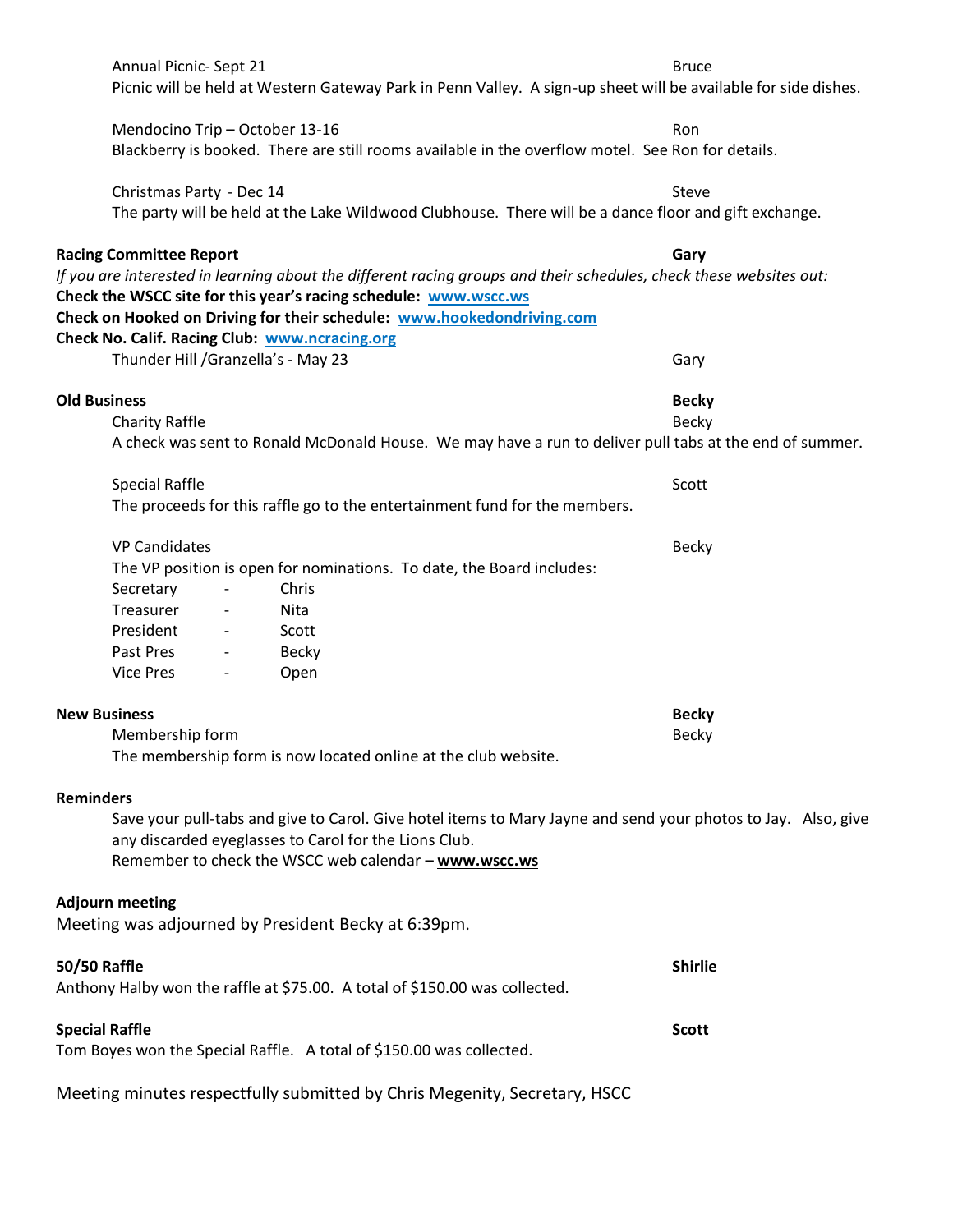Annual Picnic- Sept 21 — Bruce

Picnic will be held at Western Gateway Park in Penn Valley. A sign-up sheet will be available for side dishes.

Mendocino Trip – October 13-16 — Ron

Blackberry is booked. There are still rooms available in the overflow motel. See Ron for details.

Christmas Party - Dec 14 — Steve

The party will be held at the Lake Wildwood Clubhouse. There will be a dance floor and gift exchange.

**Racing Committee Report** — **Gary**

*If you are interested in learning about the different racing groups and their schedules, check these websites out:*

**Check the WSCC site for this year's racing schedule: www.wscc.ws**

**Check on Hooked on Driving for their schedule: www.hookedondriving.com**

**Check No. Calif. Racing Club: www.ncracing.org**

Thunder Hill /Granzella's - May 23 — Gary

**Old Business** — **Becky**

Charity Raffle — Becky

A check was sent to Ronald McDonald House. We may have a run to deliver pull tabs at the end of summer.

Special Raffle — Scott

The proceeds for this raffle go to the entertainment fund for the members.

VP Candidates — Becky

The VP position is open for nominations. To date, the Board includes:

| | | |
|---|---|---|
| Secretary | - | Chris |
| Treasurer | - | Nita |
| President | - | Scott |
| Past Pres | - | Becky |
| Vice Pres | - | Open |

**New Business** — **Becky**

Membership form — Becky

The membership form is now located online at the club website.

**Reminders**

Save your pull-tabs and give to Carol. Give hotel items to Mary Jayne and send your photos to Jay. Also, give any discarded eyeglasses to Carol for the Lions Club.

Remember to check the WSCC web calendar – **www.wscc.ws**

**Adjourn meeting**

Meeting was adjourned by President Becky at 6:39pm.

**50/50 Raffle** — **Shirlie**

Anthony Halby won the raffle at $75.00. A total of $150.00 was collected.

**Special Raffle** — **Scott**

Tom Boyes won the Special Raffle. A total of $150.00 was collected.

Meeting minutes respectfully submitted by Chris Megenity, Secretary, HSCC